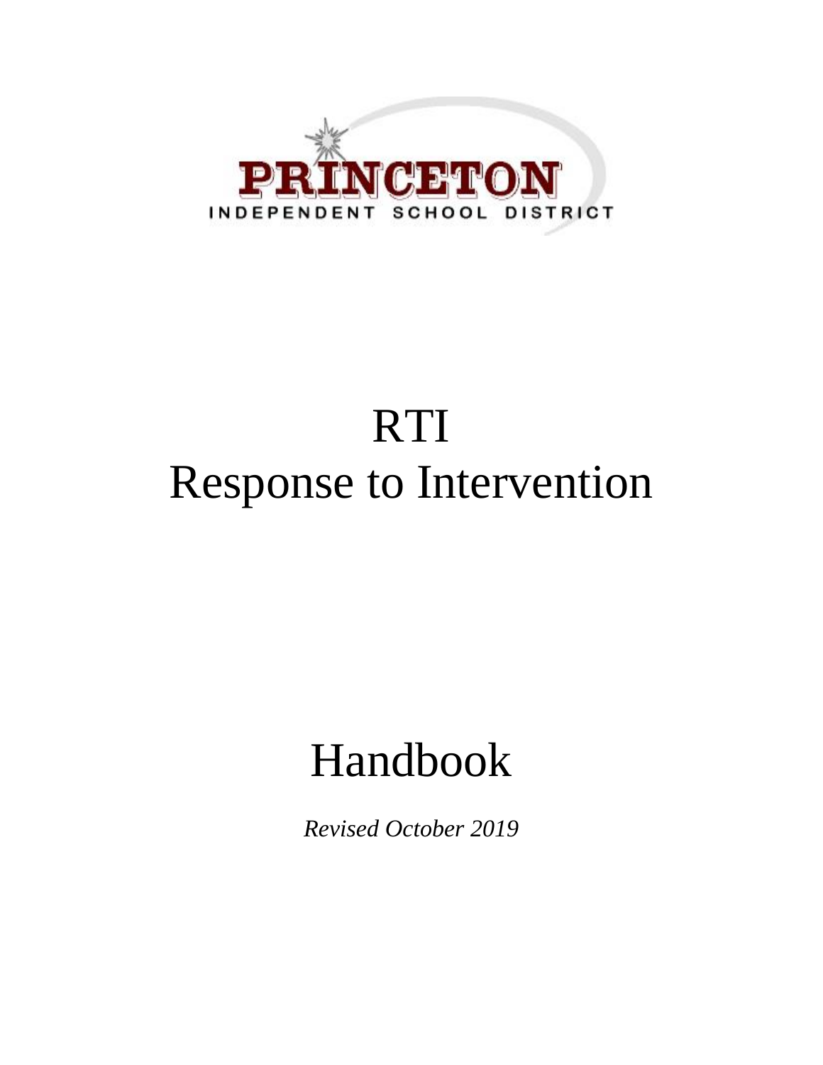PRINCETON

INDEPENDENT SCHOOL DISTRICT

# RTI
# Response to Intervention

# Handbook

*Revised October 2019*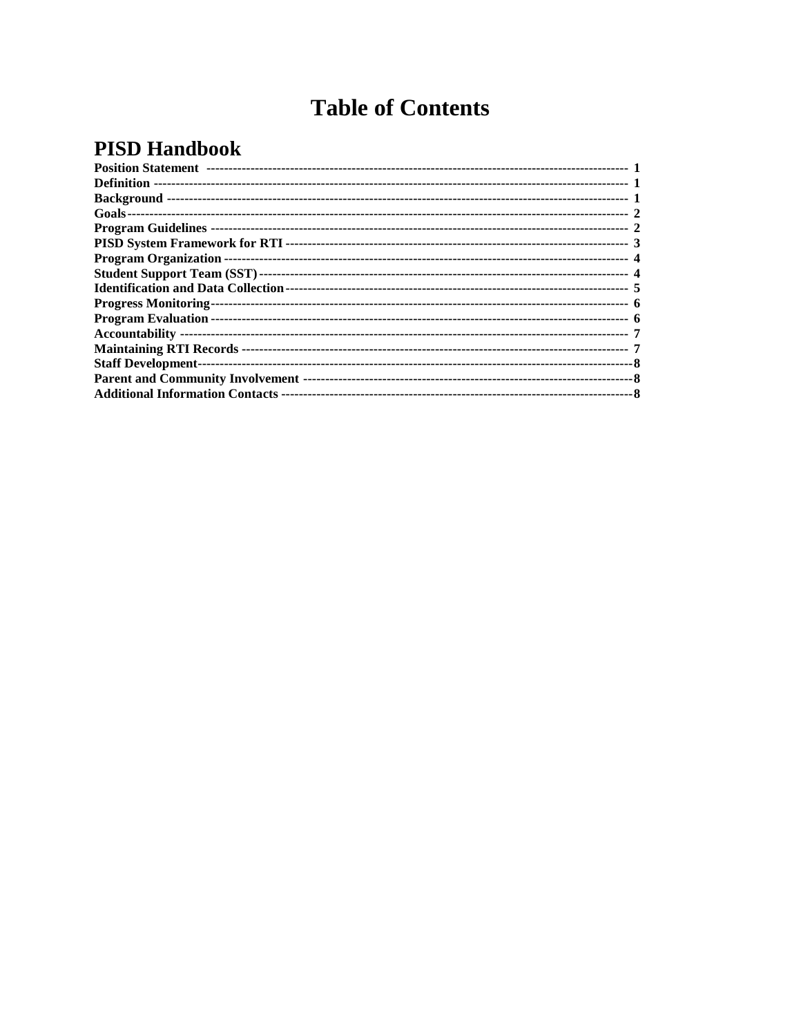# Table of Contents

## PISD Handbook

| Section | Page |
|---|---|
| **Position Statement** | 1 |
| **Definition** | 1 |
| **Background** | 1 |
| **Goals** | 2 |
| **Program Guidelines** | 2 |
| **PISD System Framework for RTI** | 3 |
| **Program Organization** | 4 |
| **Student Support Team (SST)** | 4 |
| **Identification and Data Collection** | 5 |
| **Progress Monitoring** | 6 |
| **Program Evaluation** | 6 |
| **Accountability** | 7 |
| **Maintaining RTI Records** | 7 |
| **Staff Development** | 8 |
| **Parent and Community Involvement** | 8 |
| **Additional Information Contacts** | 8 |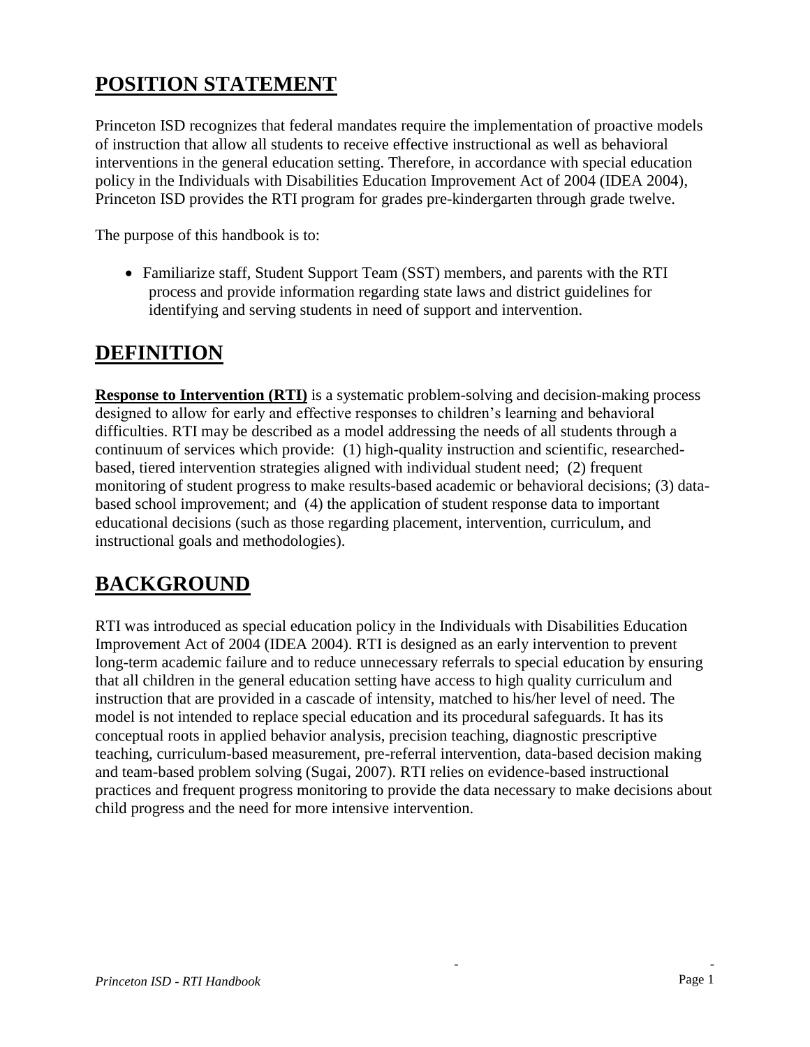## POSITION STATEMENT

Princeton ISD recognizes that federal mandates require the implementation of proactive models of instruction that allow all students to receive effective instructional as well as behavioral interventions in the general education setting. Therefore, in accordance with special education policy in the Individuals with Disabilities Education Improvement Act of 2004 (IDEA 2004), Princeton ISD provides the RTI program for grades pre-kindergarten through grade twelve.

The purpose of this handbook is to:

- Familiarize staff, Student Support Team (SST) members, and parents with the RTI process and provide information regarding state laws and district guidelines for identifying and serving students in need of support and intervention.

## DEFINITION

**Response to Intervention (RTI)** is a systematic problem-solving and decision-making process designed to allow for early and effective responses to children's learning and behavioral difficulties. RTI may be described as a model addressing the needs of all students through a continuum of services which provide: (1) high-quality instruction and scientific, researched-based, tiered intervention strategies aligned with individual student need; (2) frequent monitoring of student progress to make results-based academic or behavioral decisions; (3) data-based school improvement; and (4) the application of student response data to important educational decisions (such as those regarding placement, intervention, curriculum, and instructional goals and methodologies).

## BACKGROUND

RTI was introduced as special education policy in the Individuals with Disabilities Education Improvement Act of 2004 (IDEA 2004). RTI is designed as an early intervention to prevent long-term academic failure and to reduce unnecessary referrals to special education by ensuring that all children in the general education setting have access to high quality curriculum and instruction that are provided in a cascade of intensity, matched to his/her level of need. The model is not intended to replace special education and its procedural safeguards. It has its conceptual roots in applied behavior analysis, precision teaching, diagnostic prescriptive teaching, curriculum-based measurement, pre-referral intervention, data-based decision making and team-based problem solving (Sugai, 2007). RTI relies on evidence-based instructional practices and frequent progress monitoring to provide the data necessary to make decisions about child progress and the need for more intensive intervention.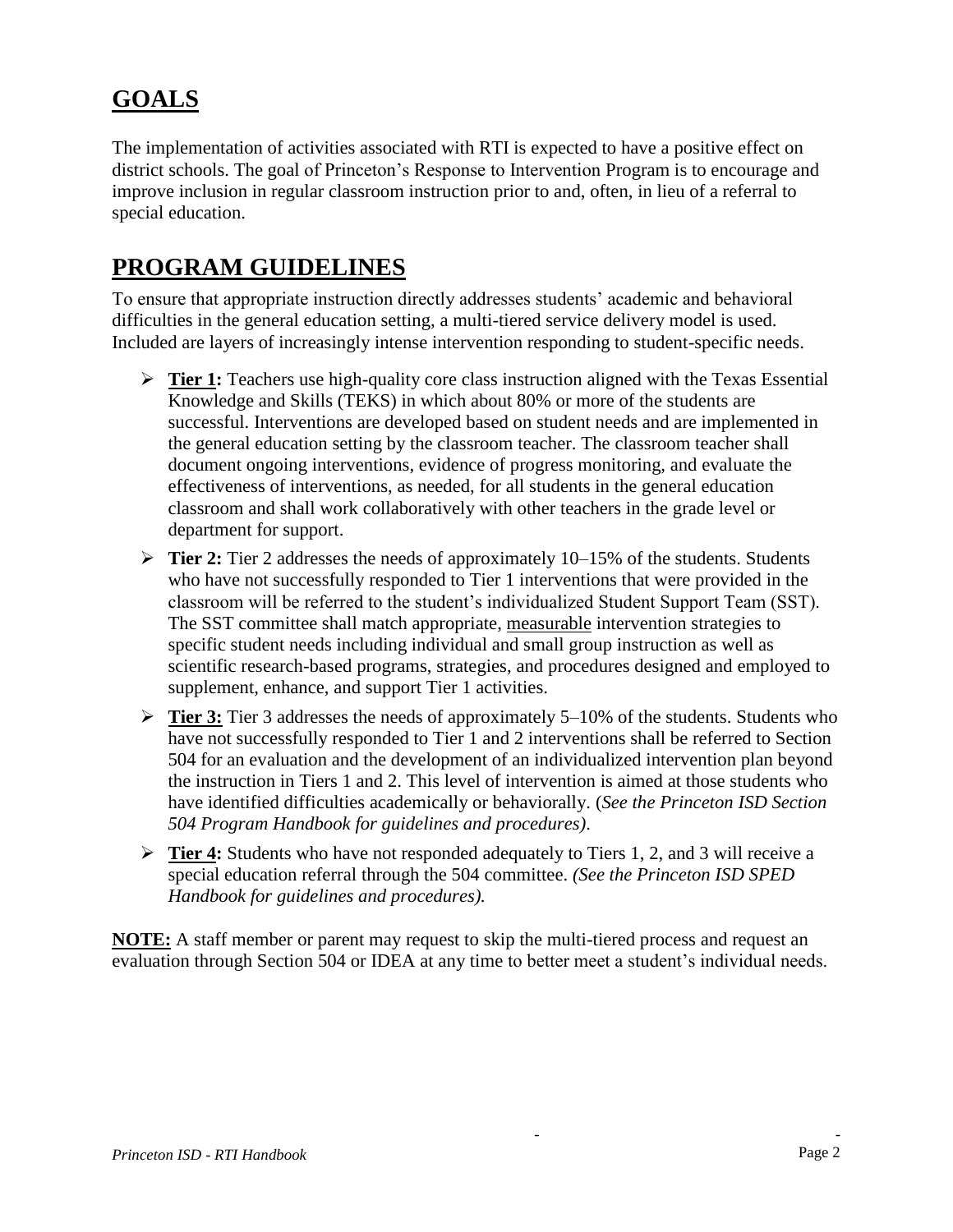## GOALS

The implementation of activities associated with RTI is expected to have a positive effect on district schools. The goal of Princeton's Response to Intervention Program is to encourage and improve inclusion in regular classroom instruction prior to and, often, in lieu of a referral to special education.

## PROGRAM GUIDELINES

To ensure that appropriate instruction directly addresses students' academic and behavioral difficulties in the general education setting, a multi-tiered service delivery model is used. Included are layers of increasingly intense intervention responding to student-specific needs.

- **Tier 1:** Teachers use high-quality core class instruction aligned with the Texas Essential Knowledge and Skills (TEKS) in which about 80% or more of the students are successful. Interventions are developed based on student needs and are implemented in the general education setting by the classroom teacher. The classroom teacher shall document ongoing interventions, evidence of progress monitoring, and evaluate the effectiveness of interventions, as needed, for all students in the general education classroom and shall work collaboratively with other teachers in the grade level or department for support.
- **Tier 2:** Tier 2 addresses the needs of approximately 10–15% of the students. Students who have not successfully responded to Tier 1 interventions that were provided in the classroom will be referred to the student's individualized Student Support Team (SST). The SST committee shall match appropriate, measurable intervention strategies to specific student needs including individual and small group instruction as well as scientific research-based programs, strategies, and procedures designed and employed to supplement, enhance, and support Tier 1 activities.
- **Tier 3:** Tier 3 addresses the needs of approximately 5–10% of the students. Students who have not successfully responded to Tier 1 and 2 interventions shall be referred to Section 504 for an evaluation and the development of an individualized intervention plan beyond the instruction in Tiers 1 and 2. This level of intervention is aimed at those students who have identified difficulties academically or behaviorally. (*See the Princeton ISD Section 504 Program Handbook for guidelines and procedures)*.
- **Tier 4:** Students who have not responded adequately to Tiers 1, 2, and 3 will receive a special education referral through the 504 committee. *(See the Princeton ISD SPED Handbook for guidelines and procedures).*

**NOTE:** A staff member or parent may request to skip the multi-tiered process and request an evaluation through Section 504 or IDEA at any time to better meet a student's individual needs.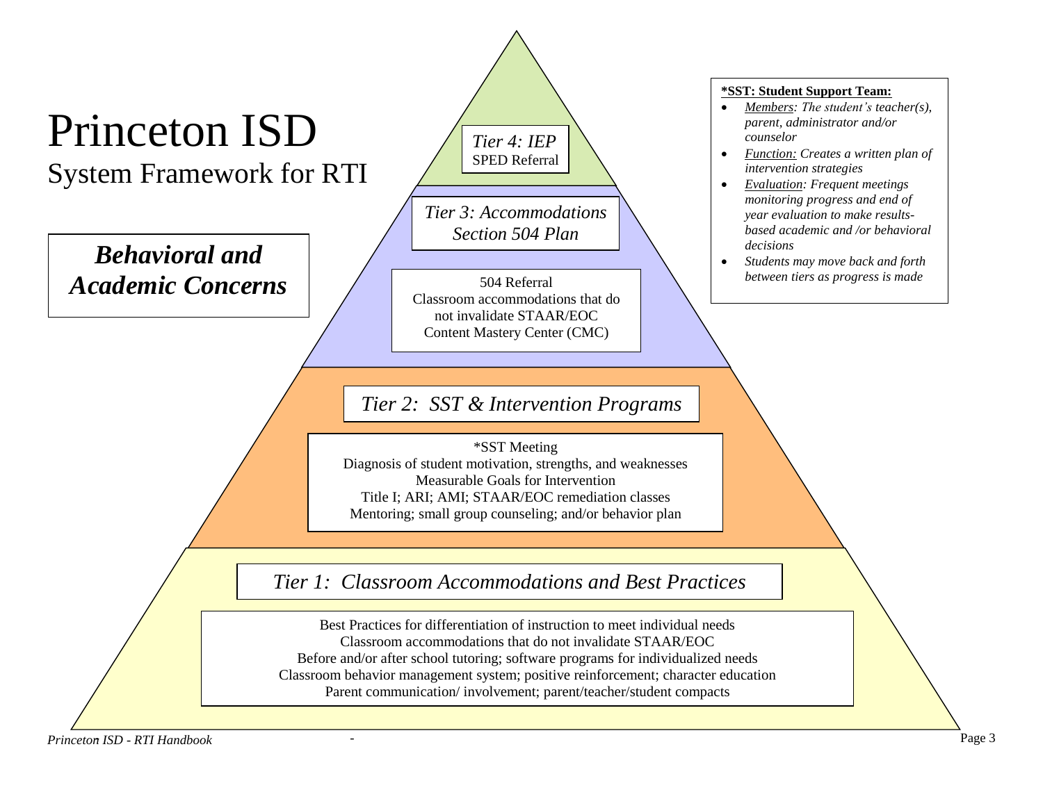# Princeton ISD

## System Framework for RTI

### *Behavioral and Academic Concerns*

*Tier 4: IEP*
SPED Referral

*Tier 3: Accommodations Section 504 Plan*

504 Referral
Classroom accommodations that do not invalidate STAAR/EOC
Content Mastery Center (CMC)

*Tier 2: SST & Intervention Programs*

*SST Meeting
Diagnosis of student motivation, strengths, and weaknesses
Measurable Goals for Intervention
Title I; ARI; AMI; STAAR/EOC remediation classes
Mentoring; small group counseling; and/or behavior plan

*Tier 1: Classroom Accommodations and Best Practices*

Best Practices for differentiation of instruction to meet individual needs
Classroom accommodations that do not invalidate STAAR/EOC
Before and/or after school tutoring; software programs for individualized needs
Classroom behavior management system; positive reinforcement; character education
Parent communication/ involvement; parent/teacher/student compacts

**\*SST: Student Support Team:**

- *Members: The student's teacher(s), parent, administrator and/or counselor*
- *Function: Creates a written plan of intervention strategies*
- *Evaluation: Frequent meetings monitoring progress and end of year evaluation to make results-based academic and /or behavioral decisions*
- *Students may move back and forth between tiers as progress is made*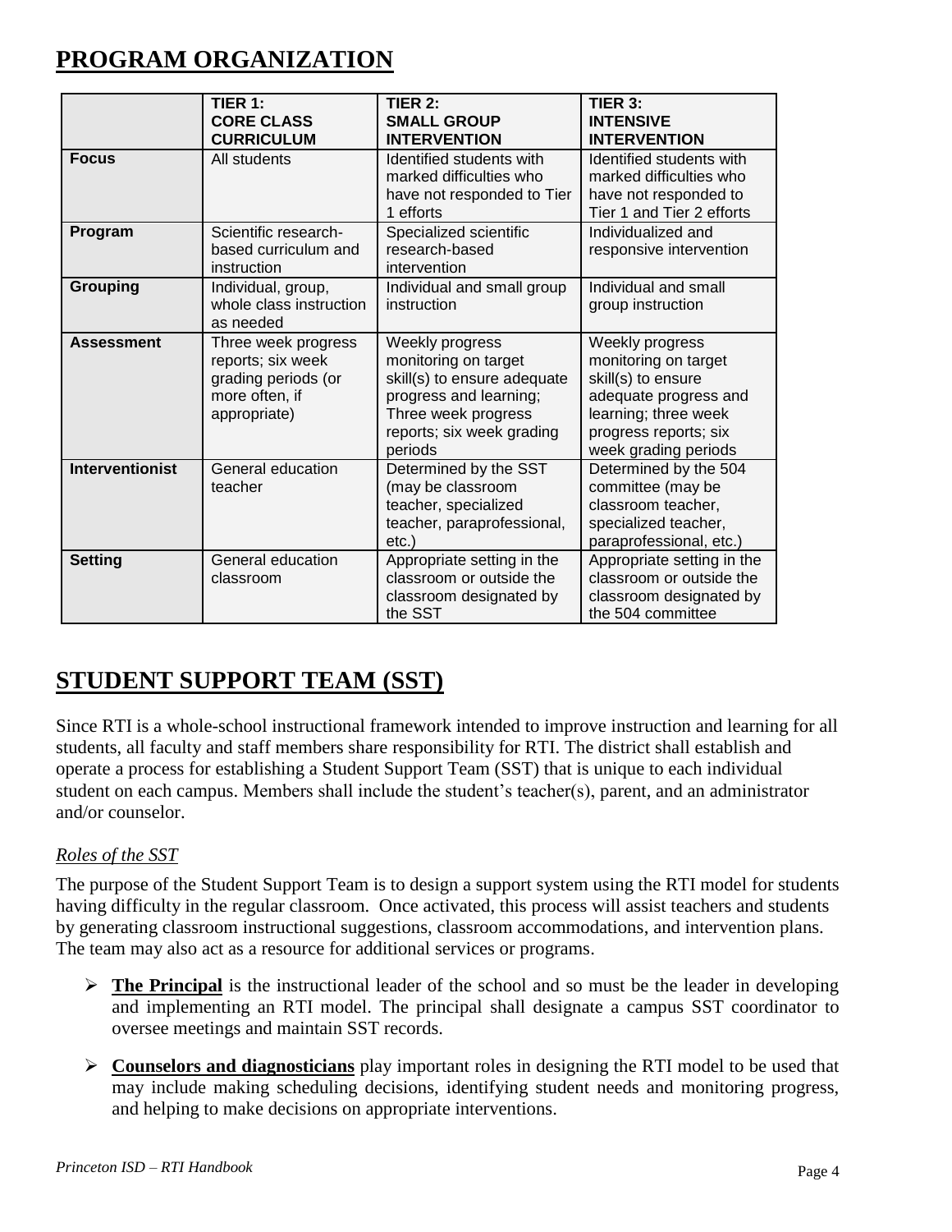# PROGRAM ORGANIZATION

| | **TIER 1: CORE CLASS CURRICULUM** | **TIER 2: SMALL GROUP INTERVENTION** | **TIER 3: INTENSIVE INTERVENTION** |
|---|---|---|---|
| **Focus** | All students | Identified students with marked difficulties who have not responded to Tier 1 efforts | Identified students with marked difficulties who have not responded to Tier 1 and Tier 2 efforts |
| **Program** | Scientific research-based curriculum and instruction | Specialized scientific research-based intervention | Individualized and responsive intervention |
| **Grouping** | Individual, group, whole class instruction as needed | Individual and small group instruction | Individual and small group instruction |
| **Assessment** | Three week progress reports; six week grading periods (or more often, if appropriate) | Weekly progress monitoring on target skill(s) to ensure adequate progress and learning; Three week progress reports; six week grading periods | Weekly progress monitoring on target skill(s) to ensure adequate progress and learning; three week progress reports; six week grading periods |
| **Interventionist** | General education teacher | Determined by the SST (may be classroom teacher, specialized teacher, paraprofessional, etc.) | Determined by the 504 committee (may be classroom teacher, specialized teacher, paraprofessional, etc.) |
| **Setting** | General education classroom | Appropriate setting in the classroom or outside the classroom designated by the SST | Appropriate setting in the classroom or outside the classroom designated by the 504 committee |

# STUDENT SUPPORT TEAM (SST)

Since RTI is a whole-school instructional framework intended to improve instruction and learning for all students, all faculty and staff members share responsibility for RTI. The district shall establish and operate a process for establishing a Student Support Team (SST) that is unique to each individual student on each campus. Members shall include the student's teacher(s), parent, and an administrator and/or counselor.

*Roles of the SST*

The purpose of the Student Support Team is to design a support system using the RTI model for students having difficulty in the regular classroom. Once activated, this process will assist teachers and students by generating classroom instructional suggestions, classroom accommodations, and intervention plans. The team may also act as a resource for additional services or programs.

- **The Principal** is the instructional leader of the school and so must be the leader in developing and implementing an RTI model. The principal shall designate a campus SST coordinator to oversee meetings and maintain SST records.

- **Counselors and diagnosticians** play important roles in designing the RTI model to be used that may include making scheduling decisions, identifying student needs and monitoring progress, and helping to make decisions on appropriate interventions.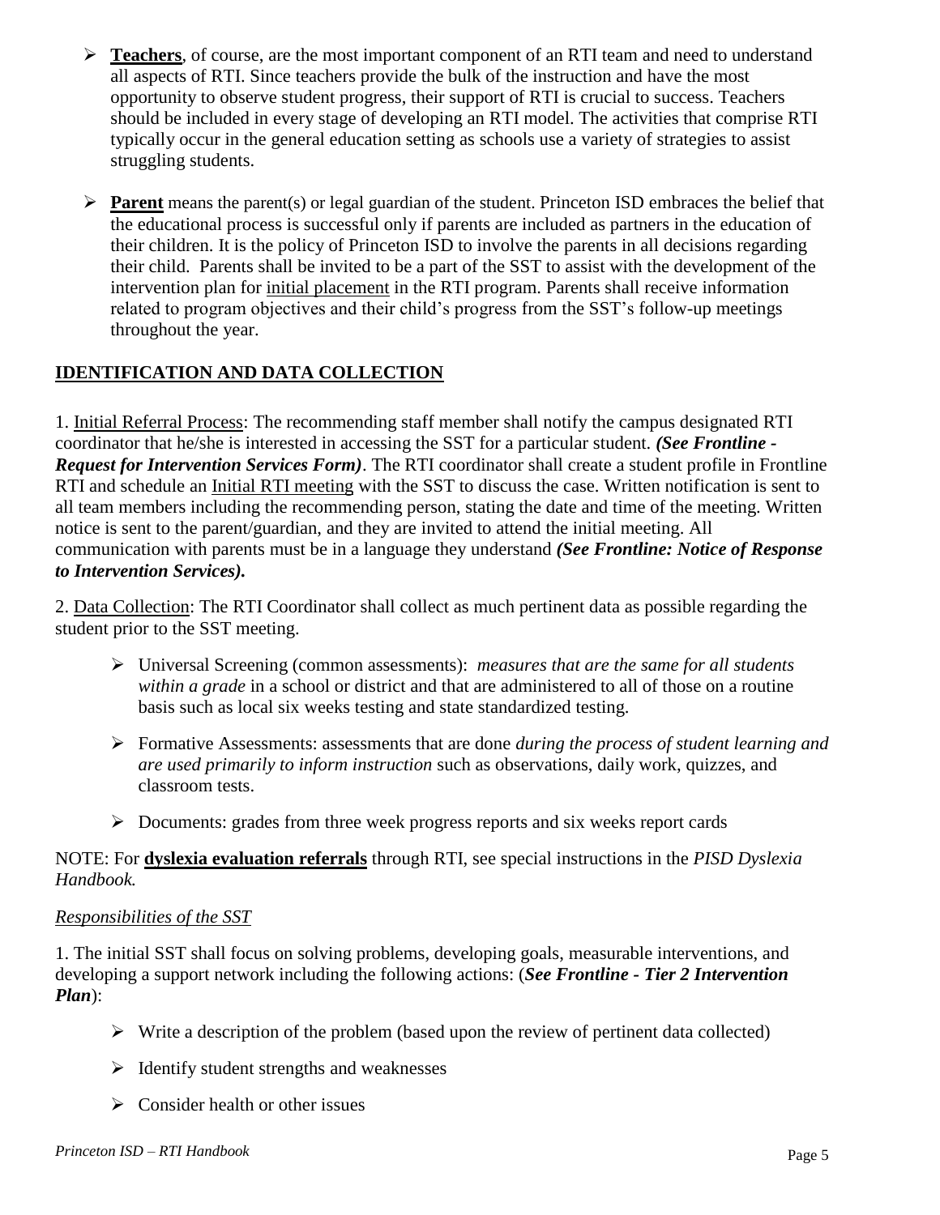- **Teachers**, of course, are the most important component of an RTI team and need to understand all aspects of RTI. Since teachers provide the bulk of the instruction and have the most opportunity to observe student progress, their support of RTI is crucial to success. Teachers should be included in every stage of developing an RTI model. The activities that comprise RTI typically occur in the general education setting as schools use a variety of strategies to assist struggling students.

- **Parent** means the parent(s) or legal guardian of the student. Princeton ISD embraces the belief that the educational process is successful only if parents are included as partners in the education of their children. It is the policy of Princeton ISD to involve the parents in all decisions regarding their child. Parents shall be invited to be a part of the SST to assist with the development of the intervention plan for initial placement in the RTI program. Parents shall receive information related to program objectives and their child's progress from the SST's follow-up meetings throughout the year.

## IDENTIFICATION AND DATA COLLECTION

1. Initial Referral Process: The recommending staff member shall notify the campus designated RTI coordinator that he/she is interested in accessing the SST for a particular student. ***(See Frontline - Request for Intervention Services Form)***. The RTI coordinator shall create a student profile in Frontline RTI and schedule an Initial RTI meeting with the SST to discuss the case. Written notification is sent to all team members including the recommending person, stating the date and time of the meeting. Written notice is sent to the parent/guardian, and they are invited to attend the initial meeting. All communication with parents must be in a language they understand ***(See Frontline: Notice of Response to Intervention Services).***

2. Data Collection: The RTI Coordinator shall collect as much pertinent data as possible regarding the student prior to the SST meeting.

- Universal Screening (common assessments): *measures that are the same for all students within a grade* in a school or district and that are administered to all of those on a routine basis such as local six weeks testing and state standardized testing.
- Formative Assessments: assessments that are done *during the process of student learning and are used primarily to inform instruction* such as observations, daily work, quizzes, and classroom tests.
- Documents: grades from three week progress reports and six weeks report cards

NOTE: For **dyslexia evaluation referrals** through RTI, see special instructions in the *PISD Dyslexia Handbook.*

*Responsibilities of the SST*

1. The initial SST shall focus on solving problems, developing goals, measurable interventions, and developing a support network including the following actions: (***See Frontline - Tier 2 Intervention Plan***):

- Write a description of the problem (based upon the review of pertinent data collected)
- Identify student strengths and weaknesses
- Consider health or other issues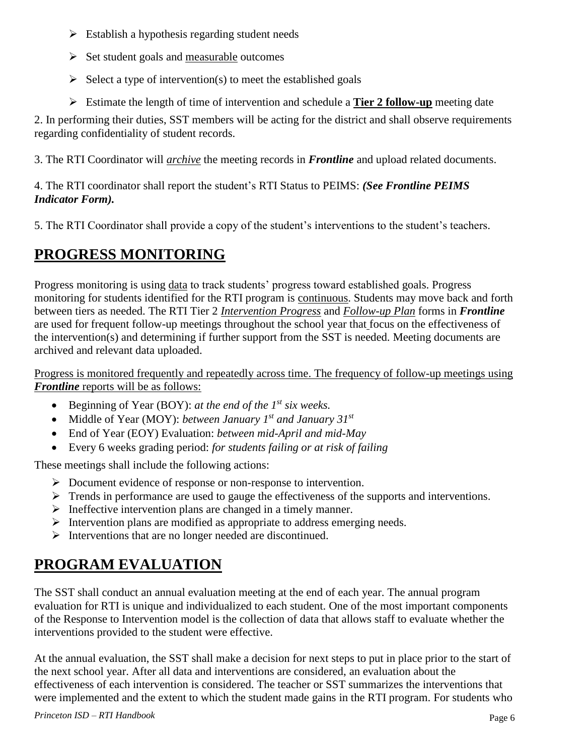- Establish a hypothesis regarding student needs
- Set student goals and measurable outcomes
- Select a type of intervention(s) to meet the established goals
- Estimate the length of time of intervention and schedule a **Tier 2 follow-up** meeting date

2. In performing their duties, SST members will be acting for the district and shall observe requirements regarding confidentiality of student records.

3. The RTI Coordinator will *archive* the meeting records in ***Frontline*** and upload related documents.

4. The RTI coordinator shall report the student's RTI Status to PEIMS: ***(See Frontline PEIMS Indicator Form).***

5. The RTI Coordinator shall provide a copy of the student's interventions to the student's teachers.

## PROGRESS MONITORING

Progress monitoring is using data to track students' progress toward established goals. Progress monitoring for students identified for the RTI program is continuous. Students may move back and forth between tiers as needed. The RTI Tier 2 *Intervention Progress* and *Follow-up Plan* forms in ***Frontline*** are used for frequent follow-up meetings throughout the school year that focus on the effectiveness of the intervention(s) and determining if further support from the SST is needed. Meeting documents are archived and relevant data uploaded.

Progress is monitored frequently and repeatedly across time. The frequency of follow-up meetings using ***Frontline*** reports will be as follows:

- Beginning of Year (BOY): *at the end of the 1st six weeks.*
- Middle of Year (MOY): *between January 1st and January 31st*
- End of Year (EOY) Evaluation: *between mid-April and mid-May*
- Every 6 weeks grading period: *for students failing or at risk of failing*

These meetings shall include the following actions:

- Document evidence of response or non-response to intervention.
- Trends in performance are used to gauge the effectiveness of the supports and interventions.
- Ineffective intervention plans are changed in a timely manner.
- Intervention plans are modified as appropriate to address emerging needs.
- Interventions that are no longer needed are discontinued.

## PROGRAM EVALUATION

The SST shall conduct an annual evaluation meeting at the end of each year. The annual program evaluation for RTI is unique and individualized to each student. One of the most important components of the Response to Intervention model is the collection of data that allows staff to evaluate whether the interventions provided to the student were effective.

At the annual evaluation, the SST shall make a decision for next steps to put in place prior to the start of the next school year. After all data and interventions are considered, an evaluation about the effectiveness of each intervention is considered. The teacher or SST summarizes the interventions that were implemented and the extent to which the student made gains in the RTI program. For students who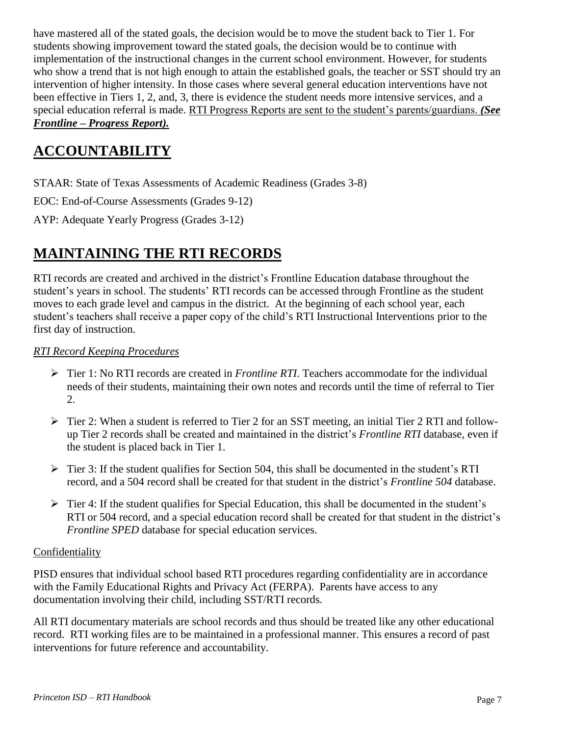have mastered all of the stated goals, the decision would be to move the student back to Tier 1. For students showing improvement toward the stated goals, the decision would be to continue with implementation of the instructional changes in the current school environment. However, for students who show a trend that is not high enough to attain the established goals, the teacher or SST should try an intervention of higher intensity. In those cases where several general education interventions have not been effective in Tiers 1, 2, and, 3, there is evidence the student needs more intensive services, and a special education referral is made. <u>RTI Progress Reports are sent to the student's parents/guardians.</u> ***<u>(See Frontline – Progress Report).</u>***

# ACCOUNTABILITY

STAAR: State of Texas Assessments of Academic Readiness (Grades 3-8)

EOC: End-of-Course Assessments (Grades 9-12)

AYP: Adequate Yearly Progress (Grades 3-12)

# MAINTAINING THE RTI RECORDS

RTI records are created and archived in the district's Frontline Education database throughout the student's years in school. The students' RTI records can be accessed through Frontline as the student moves to each grade level and campus in the district. At the beginning of each school year, each student's teachers shall receive a paper copy of the child's RTI Instructional Interventions prior to the first day of instruction.

*<u>RTI Record Keeping Procedures</u>*

- Tier 1: No RTI records are created in *Frontline RTI*. Teachers accommodate for the individual needs of their students, maintaining their own notes and records until the time of referral to Tier 2.
- Tier 2: When a student is referred to Tier 2 for an SST meeting, an initial Tier 2 RTI and follow-up Tier 2 records shall be created and maintained in the district's *Frontline RTI* database, even if the student is placed back in Tier 1.
- Tier 3: If the student qualifies for Section 504, this shall be documented in the student's RTI record, and a 504 record shall be created for that student in the district's *Frontline 504* database.
- Tier 4: If the student qualifies for Special Education, this shall be documented in the student's RTI or 504 record, and a special education record shall be created for that student in the district's *Frontline SPED* database for special education services.

<u>Confidentiality</u>

PISD ensures that individual school based RTI procedures regarding confidentiality are in accordance with the Family Educational Rights and Privacy Act (FERPA). Parents have access to any documentation involving their child, including SST/RTI records.

All RTI documentary materials are school records and thus should be treated like any other educational record. RTI working files are to be maintained in a professional manner. This ensures a record of past interventions for future reference and accountability.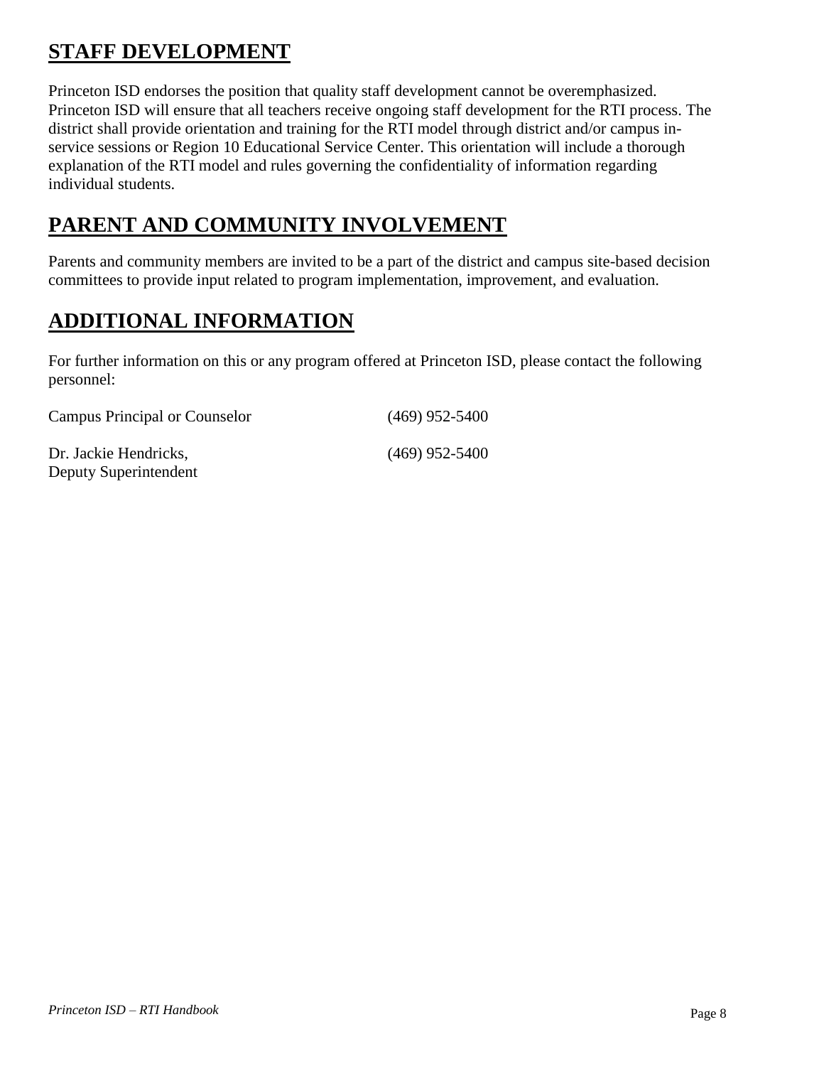## STAFF DEVELOPMENT

Princeton ISD endorses the position that quality staff development cannot be overemphasized. Princeton ISD will ensure that all teachers receive ongoing staff development for the RTI process. The district shall provide orientation and training for the RTI model through district and/or campus in-service sessions or Region 10 Educational Service Center. This orientation will include a thorough explanation of the RTI model and rules governing the confidentiality of information regarding individual students.

## PARENT AND COMMUNITY INVOLVEMENT

Parents and community members are invited to be a part of the district and campus site-based decision committees to provide input related to program implementation, improvement, and evaluation.

## ADDITIONAL INFORMATION

For further information on this or any program offered at Princeton ISD, please contact the following personnel:

| | |
|---|---|
| Campus Principal or Counselor | (469) 952-5400 |
| Dr. Jackie Hendricks, Deputy Superintendent | (469) 952-5400 |